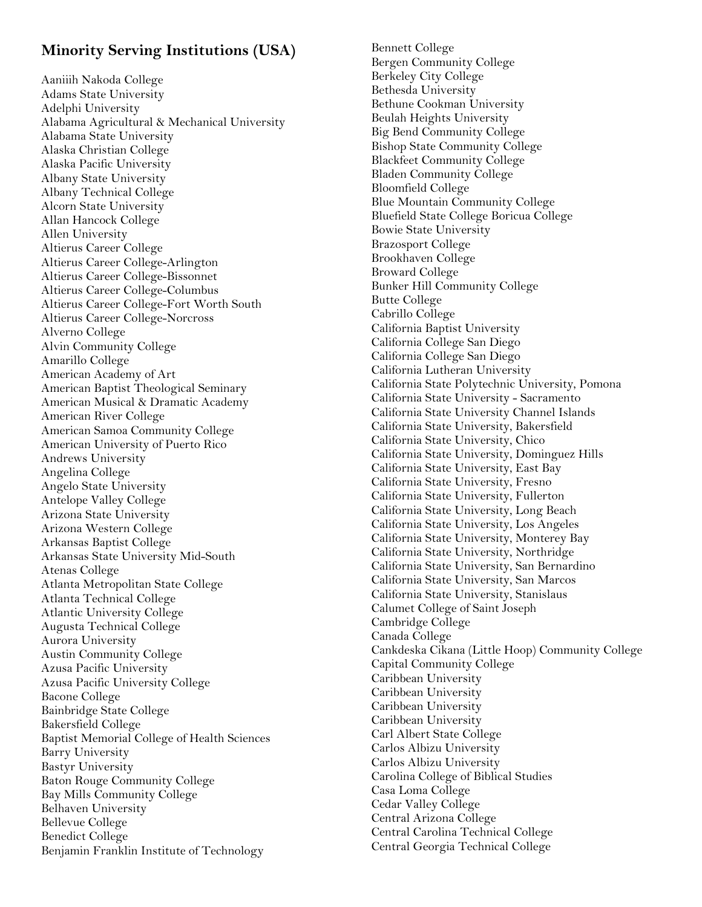## Minority Serving Institutions (USA)

Aaniiih Nakoda College
Adams State University
Adelphi University
Alabama Agricultural & Mechanical University
Alabama State University
Alaska Christian College
Alaska Pacific University
Albany State University
Albany Technical College
Alcorn State University
Allan Hancock College
Allen University
Altierus Career College
Altierus Career College-Arlington
Altierus Career College-Bissonnet
Altierus Career College-Columbus
Altierus Career College-Fort Worth South
Altierus Career College-Norcross
Alverno College
Alvin Community College
Amarillo College
American Academy of Art
American Baptist Theological Seminary
American Musical & Dramatic Academy
American River College
American Samoa Community College
American University of Puerto Rico
Andrews University
Angelina College
Angelo State University
Antelope Valley College
Arizona State University
Arizona Western College
Arkansas Baptist College
Arkansas State University Mid-South
Atenas College
Atlanta Metropolitan State College
Atlanta Technical College
Atlantic University College
Augusta Technical College
Aurora University
Austin Community College
Azusa Pacific University
Azusa Pacific University College
Bacone College
Bainbridge State College
Bakersfield College
Baptist Memorial College of Health Sciences
Barry University
Bastyr University
Baton Rouge Community College
Bay Mills Community College
Belhaven University
Bellevue College
Benedict College
Benjamin Franklin Institute of Technology
Bennett College
Bergen Community College
Berkeley City College
Bethesda University
Bethune Cookman University
Beulah Heights University
Big Bend Community College
Bishop State Community College
Blackfeet Community College
Bladen Community College
Bloomfield College
Blue Mountain Community College
Bluefield State College Boricua College
Bowie State University
Brazosport College
Brookhaven College
Broward College
Bunker Hill Community College
Butte College
Cabrillo College
California Baptist University
California College San Diego
California College San Diego
California Lutheran University
California State Polytechnic University, Pomona
California State University - Sacramento
California State University Channel Islands
California State University, Bakersfield
California State University, Chico
California State University, Dominguez Hills
California State University, East Bay
California State University, Fresno
California State University, Fullerton
California State University, Long Beach
California State University, Los Angeles
California State University, Monterey Bay
California State University, Northridge
California State University, San Bernardino
California State University, San Marcos
California State University, Stanislaus
Calumet College of Saint Joseph
Cambridge College
Canada College
Cankdeska Cikana (Little Hoop) Community College
Capital Community College
Caribbean University
Caribbean University
Caribbean University
Caribbean University
Carl Albert State College
Carlos Albizu University
Carlos Albizu University
Carolina College of Biblical Studies
Casa Loma College
Cedar Valley College
Central Arizona College
Central Carolina Technical College
Central Georgia Technical College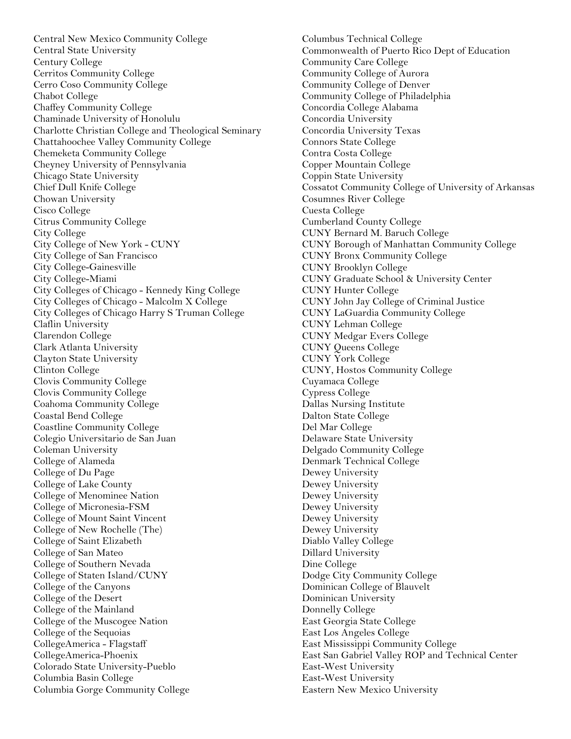Central New Mexico Community College
Central State University
Century College
Cerritos Community College
Cerro Coso Community College
Chabot College
Chaffey Community College
Chaminade University of Honolulu
Charlotte Christian College and Theological Seminary
Chattahoochee Valley Community College
Chemeketa Community College
Cheyney University of Pennsylvania
Chicago State University
Chief Dull Knife College
Chowan University
Cisco College
Citrus Community College
City College
City College of New York - CUNY
City College of San Francisco
City College-Gainesville
City College-Miami
City Colleges of Chicago - Kennedy King College
City Colleges of Chicago - Malcolm X College
City Colleges of Chicago Harry S Truman College
Claflin University
Clarendon College
Clark Atlanta University
Clayton State University
Clinton College
Clovis Community College
Clovis Community College
Coahoma Community College
Coastal Bend College
Coastline Community College
Colegio Universitario de San Juan
Coleman University
College of Alameda
College of Du Page
College of Lake County
College of Menominee Nation
College of Micronesia-FSM
College of Mount Saint Vincent
College of New Rochelle (The)
College of Saint Elizabeth
College of San Mateo
College of Southern Nevada
College of Staten Island/CUNY
College of the Canyons
College of the Desert
College of the Mainland
College of the Muscogee Nation
College of the Sequoias
CollegeAmerica - Flagstaff
CollegeAmerica-Phoenix
Colorado State University-Pueblo
Columbia Basin College
Columbia Gorge Community College
Columbus Technical College
Commonwealth of Puerto Rico Dept of Education
Community Care College
Community College of Aurora
Community College of Denver
Community College of Philadelphia
Concordia College Alabama
Concordia University
Concordia University Texas
Connors State College
Contra Costa College
Copper Mountain College
Coppin State University
Cossatot Community College of University of Arkansas
Cosumnes River College
Cuesta College
Cumberland County College
CUNY Bernard M. Baruch College
CUNY Borough of Manhattan Community College
CUNY Bronx Community College
CUNY Brooklyn College
CUNY Graduate School & University Center
CUNY Hunter College
CUNY John Jay College of Criminal Justice
CUNY LaGuardia Community College
CUNY Lehman College
CUNY Medgar Evers College
CUNY Queens College
CUNY York College
CUNY, Hostos Community College
Cuyamaca College
Cypress College
Dallas Nursing Institute
Dalton State College
Del Mar College
Delaware State University
Delgado Community College
Denmark Technical College
Dewey University
Dewey University
Dewey University
Dewey University
Dewey University
Dewey University
Diablo Valley College
Dillard University
Dine College
Dodge City Community College
Dominican College of Blauvelt
Dominican University
Donnelly College
East Georgia State College
East Los Angeles College
East Mississippi Community College
East San Gabriel Valley ROP and Technical Center
East-West University
East-West University
Eastern New Mexico University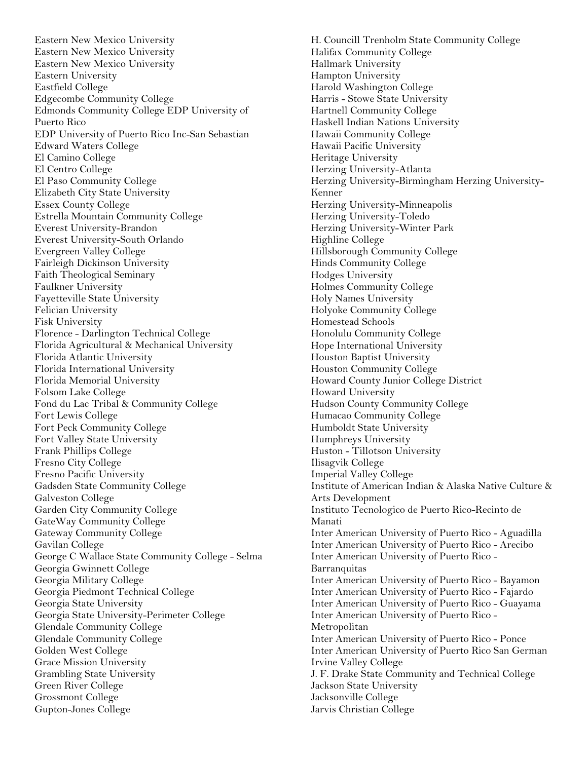Eastern New Mexico University
Eastern New Mexico University
Eastern New Mexico University
Eastern University
Eastfield College
Edgecombe Community College
Edmonds Community College EDP University of Puerto Rico
EDP University of Puerto Rico Inc-San Sebastian
Edward Waters College
El Camino College
El Centro College
El Paso Community College
Elizabeth City State University
Essex County College
Estrella Mountain Community College
Everest University-Brandon
Everest University-South Orlando
Evergreen Valley College
Fairleigh Dickinson University
Faith Theological Seminary
Faulkner University
Fayetteville State University
Felician University
Fisk University
Florence - Darlington Technical College
Florida Agricultural & Mechanical University
Florida Atlantic University
Florida International University
Florida Memorial University
Folsom Lake College
Fond du Lac Tribal & Community College
Fort Lewis College
Fort Peck Community College
Fort Valley State University
Frank Phillips College
Fresno City College
Fresno Pacific University
Gadsden State Community College
Galveston College
Garden City Community College
GateWay Community College
Gateway Community College
Gavilan College
George C Wallace State Community College - Selma
Georgia Gwinnett College
Georgia Military College
Georgia Piedmont Technical College
Georgia State University
Georgia State University-Perimeter College
Glendale Community College
Glendale Community College
Golden West College
Grace Mission University
Grambling State University
Green River College
Grossmont College
Gupton-Jones College
H. Councill Trenholm State Community College
Halifax Community College
Hallmark University
Hampton University
Harold Washington College
Harris - Stowe State University
Hartnell Community College
Haskell Indian Nations University
Hawaii Community College
Hawaii Pacific University
Heritage University
Herzing University-Atlanta
Herzing University-Birmingham Herzing University-Kenner
Herzing University-Minneapolis
Herzing University-Toledo
Herzing University-Winter Park
Highline College
Hillsborough Community College
Hinds Community College
Hodges University
Holmes Community College
Holy Names University
Holyoke Community College
Homestead Schools
Honolulu Community College
Hope International University
Houston Baptist University
Houston Community College
Howard County Junior College District
Howard University
Hudson County Community College
Humacao Community College
Humboldt State University
Humphreys University
Huston - Tillotson University
Ilisagvik College
Imperial Valley College
Institute of American Indian & Alaska Native Culture & Arts Development
Instituto Tecnologico de Puerto Rico-Recinto de Manati
Inter American University of Puerto Rico - Aguadilla
Inter American University of Puerto Rico - Arecibo
Inter American University of Puerto Rico - Barranquitas
Inter American University of Puerto Rico - Bayamon
Inter American University of Puerto Rico - Fajardo
Inter American University of Puerto Rico - Guayama
Inter American University of Puerto Rico - Metropolitan
Inter American University of Puerto Rico - Ponce
Inter American University of Puerto Rico San German
Irvine Valley College
J. F. Drake State Community and Technical College
Jackson State University
Jacksonville College
Jarvis Christian College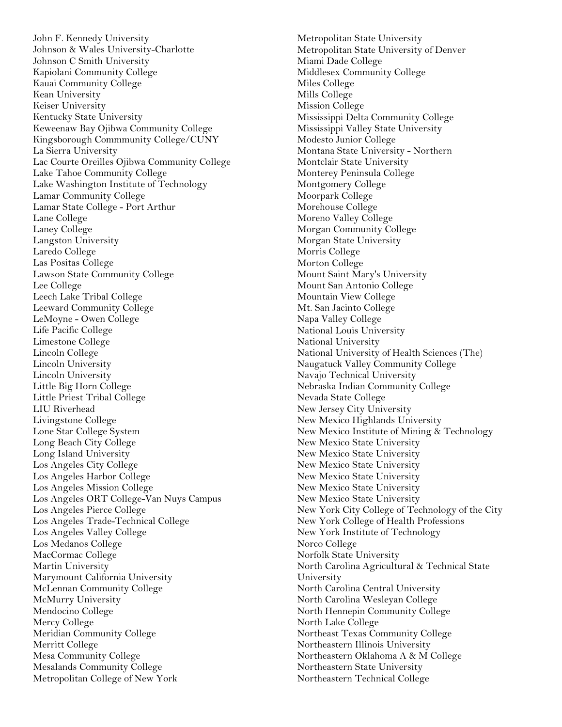John F. Kennedy University
Johnson & Wales University-Charlotte
Johnson C Smith University
Kapiolani Community College
Kauai Community College
Kean University
Keiser University
Kentucky State University
Keweenaw Bay Ojibwa Community College
Kingsborough Commmunity College/CUNY
La Sierra University
Lac Courte Oreilles Ojibwa Community College
Lake Tahoe Community College
Lake Washington Institute of Technology
Lamar Community College
Lamar State College - Port Arthur
Lane College
Laney College
Langston University
Laredo College
Las Positas College
Lawson State Community College
Lee College
Leech Lake Tribal College
Leeward Community College
LeMoyne - Owen College
Life Pacific College
Limestone College
Lincoln College
Lincoln University
Lincoln University
Little Big Horn College
Little Priest Tribal College
LIU Riverhead
Livingstone College
Lone Star College System
Long Beach City College
Long Island University
Los Angeles City College
Los Angeles Harbor College
Los Angeles Mission College
Los Angeles ORT College-Van Nuys Campus
Los Angeles Pierce College
Los Angeles Trade-Technical College
Los Angeles Valley College
Los Medanos College
MacCormac College
Martin University
Marymount California University
McLennan Community College
McMurry University
Mendocino College
Mercy College
Meridian Community College
Merritt College
Mesa Community College
Mesalands Community College
Metropolitan College of New York
Metropolitan State University
Metropolitan State University of Denver
Miami Dade College
Middlesex Community College
Miles College
Mills College
Mission College
Mississippi Delta Community College
Mississippi Valley State University
Modesto Junior College
Montana State University - Northern
Montclair State University
Monterey Peninsula College
Montgomery College
Moorpark College
Morehouse College
Moreno Valley College
Morgan Community College
Morgan State University
Morris College
Morton College
Mount Saint Mary's University
Mount San Antonio College
Mountain View College
Mt. San Jacinto College
Napa Valley College
National Louis University
National University
National University of Health Sciences (The)
Naugatuck Valley Community College
Navajo Technical University
Nebraska Indian Community College
Nevada State College
New Jersey City University
New Mexico Highlands University
New Mexico Institute of Mining & Technology
New Mexico State University
New Mexico State University
New Mexico State University
New Mexico State University
New Mexico State University
New Mexico State University
New York City College of Technology of the City
New York College of Health Professions
New York Institute of Technology
Norco College
Norfolk State University
North Carolina Agricultural & Technical State University
North Carolina Central University
North Carolina Wesleyan College
North Hennepin Community College
North Lake College
Northeast Texas Community College
Northeastern Illinois University
Northeastern Oklahoma A & M College
Northeastern State University
Northeastern Technical College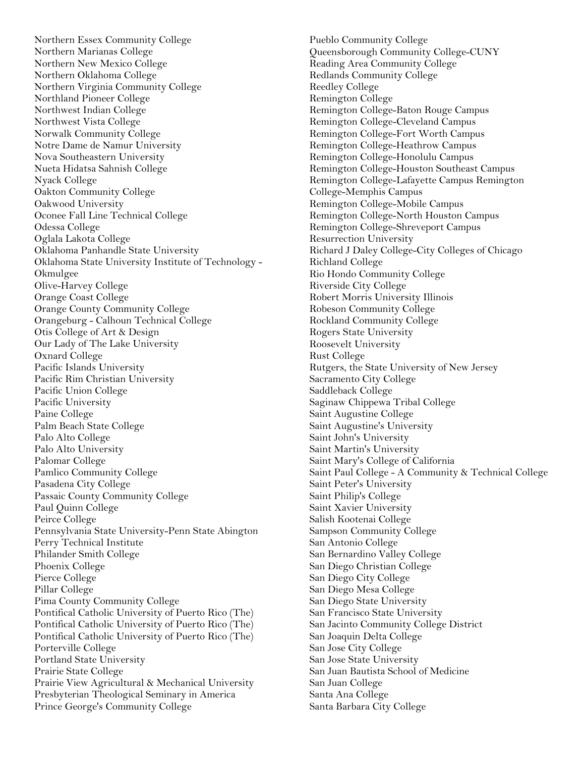Northern Essex Community College
Northern Marianas College
Northern New Mexico College
Northern Oklahoma College
Northern Virginia Community College
Northland Pioneer College
Northwest Indian College
Northwest Vista College
Norwalk Community College
Notre Dame de Namur University
Nova Southeastern University
Nueta Hidatsa Sahnish College
Nyack College
Oakton Community College
Oakwood University
Oconee Fall Line Technical College
Odessa College
Oglala Lakota College
Oklahoma Panhandle State University
Oklahoma State University Institute of Technology - Okmulgee
Olive-Harvey College
Orange Coast College
Orange County Community College
Orangeburg - Calhoun Technical College
Otis College of Art & Design
Our Lady of The Lake University
Oxnard College
Pacific Islands University
Pacific Rim Christian University
Pacific Union College
Pacific University
Paine College
Palm Beach State College
Palo Alto College
Palo Alto University
Palomar College
Pamlico Community College
Pasadena City College
Passaic County Community College
Paul Quinn College
Peirce College
Pennsylvania State University-Penn State Abington
Perry Technical Institute
Philander Smith College
Phoenix College
Pierce College
Pillar College
Pima County Community College
Pontifical Catholic University of Puerto Rico (The)
Pontifical Catholic University of Puerto Rico (The)
Pontifical Catholic University of Puerto Rico (The)
Porterville College
Portland State University
Prairie State College
Prairie View Agricultural & Mechanical University
Presbyterian Theological Seminary in America
Prince George's Community College
Pueblo Community College
Queensborough Community College-CUNY
Reading Area Community College
Redlands Community College
Reedley College
Remington College
Remington College-Baton Rouge Campus
Remington College-Cleveland Campus
Remington College-Fort Worth Campus
Remington College-Heathrow Campus
Remington College-Honolulu Campus
Remington College-Houston Southeast Campus
Remington College-Lafayette Campus Remington College-Memphis Campus
Remington College-Mobile Campus
Remington College-North Houston Campus
Remington College-Shreveport Campus
Resurrection University
Richard J Daley College-City Colleges of Chicago
Richland College
Rio Hondo Community College
Riverside City College
Robert Morris University Illinois
Robeson Community College
Rockland Community College
Rogers State University
Roosevelt University
Rust College
Rutgers, the State University of New Jersey
Sacramento City College
Saddleback College
Saginaw Chippewa Tribal College
Saint Augustine College
Saint Augustine's University
Saint John's University
Saint Martin's University
Saint Mary's College of California
Saint Paul College - A Community & Technical College
Saint Peter's University
Saint Philip's College
Saint Xavier University
Salish Kootenai College
Sampson Community College
San Antonio College
San Bernardino Valley College
San Diego Christian College
San Diego City College
San Diego Mesa College
San Diego State University
San Francisco State University
San Jacinto Community College District
San Joaquin Delta College
San Jose City College
San Jose State University
San Juan Bautista School of Medicine
San Juan College
Santa Ana College
Santa Barbara City College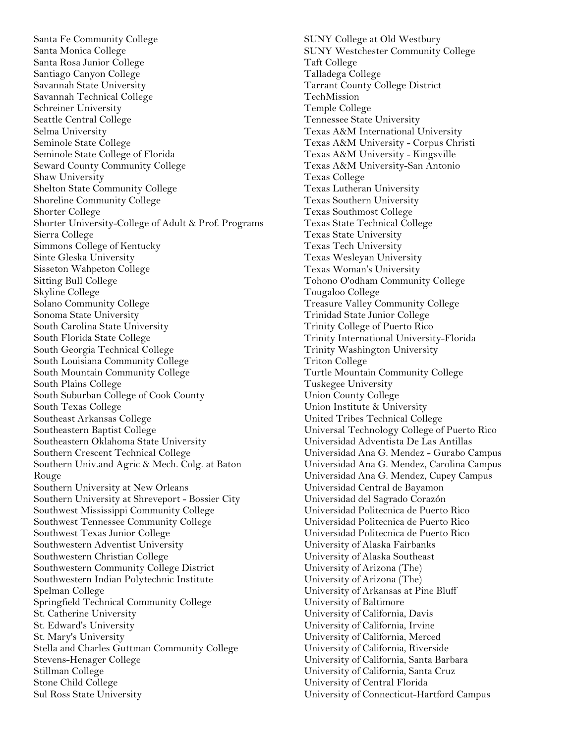Santa Fe Community College
Santa Monica College
Santa Rosa Junior College
Santiago Canyon College
Savannah State University
Savannah Technical College
Schreiner University
Seattle Central College
Selma University
Seminole State College
Seminole State College of Florida
Seward County Community College
Shaw University
Shelton State Community College
Shoreline Community College
Shorter College
Shorter University-College of Adult & Prof. Programs
Sierra College
Simmons College of Kentucky
Sinte Gleska University
Sisseton Wahpeton College
Sitting Bull College
Skyline College
Solano Community College
Sonoma State University
South Carolina State University
South Florida State College
South Georgia Technical College
South Louisiana Community College
South Mountain Community College
South Plains College
South Suburban College of Cook County
South Texas College
Southeast Arkansas College
Southeastern Baptist College
Southeastern Oklahoma State University
Southern Crescent Technical College
Southern Univ.and Agric & Mech. Colg. at Baton Rouge
Southern University at New Orleans
Southern University at Shreveport - Bossier City
Southwest Mississippi Community College
Southwest Tennessee Community College
Southwest Texas Junior College
Southwestern Adventist University
Southwestern Christian College
Southwestern Community College District
Southwestern Indian Polytechnic Institute
Spelman College
Springfield Technical Community College
St. Catherine University
St. Edward's University
St. Mary's University
Stella and Charles Guttman Community College
Stevens-Henager College
Stillman College
Stone Child College
Sul Ross State University
SUNY College at Old Westbury
SUNY Westchester Community College
Taft College
Talladega College
Tarrant County College District
TechMission
Temple College
Tennessee State University
Texas A&M International University
Texas A&M University - Corpus Christi
Texas A&M University - Kingsville
Texas A&M University-San Antonio
Texas College
Texas Lutheran University
Texas Southern University
Texas Southmost College
Texas State Technical College
Texas State University
Texas Tech University
Texas Wesleyan University
Texas Woman's University
Tohono O'odham Community College
Tougaloo College
Treasure Valley Community College
Trinidad State Junior College
Trinity College of Puerto Rico
Trinity International University-Florida
Trinity Washington University
Triton College
Turtle Mountain Community College
Tuskegee University
Union County College
Union Institute & University
United Tribes Technical College
Universal Technology College of Puerto Rico
Universidad Adventista De Las Antillas
Universidad Ana G. Mendez - Gurabo Campus
Universidad Ana G. Mendez, Carolina Campus
Universidad Ana G. Mendez, Cupey Campus
Universidad Central de Bayamon
Universidad del Sagrado Corazón
Universidad Politecnica de Puerto Rico
Universidad Politecnica de Puerto Rico
Universidad Politecnica de Puerto Rico
University of Alaska Fairbanks
University of Alaska Southeast
University of Arizona (The)
University of Arizona (The)
University of Arkansas at Pine Bluff
University of Baltimore
University of California, Davis
University of California, Irvine
University of California, Merced
University of California, Riverside
University of California, Santa Barbara
University of California, Santa Cruz
University of Central Florida
University of Connecticut-Hartford Campus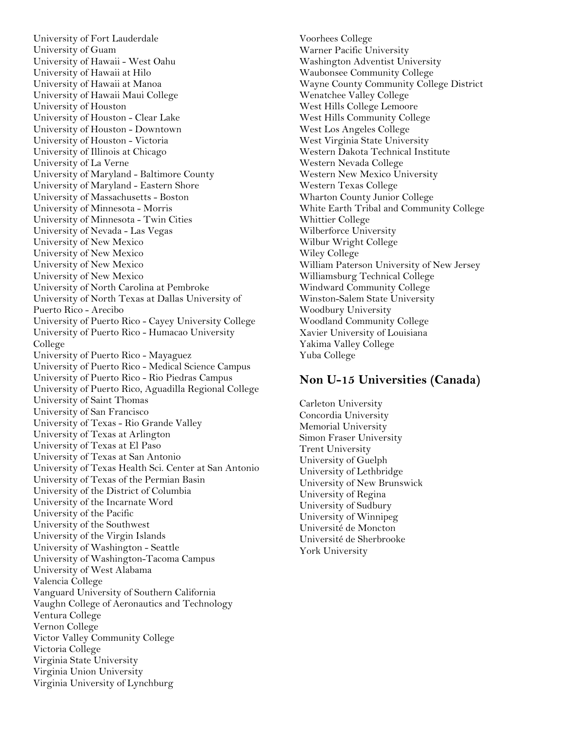University of Fort Lauderdale
University of Guam
University of Hawaii - West Oahu
University of Hawaii at Hilo
University of Hawaii at Manoa
University of Hawaii Maui College
University of Houston
University of Houston - Clear Lake
University of Houston - Downtown
University of Houston - Victoria
University of Illinois at Chicago
University of La Verne
University of Maryland - Baltimore County
University of Maryland - Eastern Shore
University of Massachusetts - Boston
University of Minnesota - Morris
University of Minnesota - Twin Cities
University of Nevada - Las Vegas
University of New Mexico
University of New Mexico
University of New Mexico
University of New Mexico
University of North Carolina at Pembroke
University of North Texas at Dallas University of Puerto Rico - Arecibo
University of Puerto Rico - Cayey University College
University of Puerto Rico - Humacao University College
University of Puerto Rico - Mayaguez
University of Puerto Rico - Medical Science Campus
University of Puerto Rico - Rio Piedras Campus
University of Puerto Rico, Aguadilla Regional College
University of Saint Thomas
University of San Francisco
University of Texas - Rio Grande Valley
University of Texas at Arlington
University of Texas at El Paso
University of Texas at San Antonio
University of Texas Health Sci. Center at San Antonio
University of Texas of the Permian Basin
University of the District of Columbia
University of the Incarnate Word
University of the Pacific
University of the Southwest
University of the Virgin Islands
University of Washington - Seattle
University of Washington-Tacoma Campus
University of West Alabama
Valencia College
Vanguard University of Southern California
Vaughn College of Aeronautics and Technology
Ventura College
Vernon College
Victor Valley Community College
Victoria College
Virginia State University
Virginia Union University
Virginia University of Lynchburg
Voorhees College
Warner Pacific University
Washington Adventist University
Waubonsee Community College
Wayne County Community College District
Wenatchee Valley College
West Hills College Lemoore
West Hills Community College
West Los Angeles College
West Virginia State University
Western Dakota Technical Institute
Western Nevada College
Western New Mexico University
Western Texas College
Wharton County Junior College
White Earth Tribal and Community College
Whittier College
Wilberforce University
Wilbur Wright College
Wiley College
William Paterson University of New Jersey
Williamsburg Technical College
Windward Community College
Winston-Salem State University
Woodbury University
Woodland Community College
Xavier University of Louisiana
Yakima Valley College
Yuba College

## Non U-15 Universities (Canada)

Carleton University
Concordia University
Memorial University
Simon Fraser University
Trent University
University of Guelph
University of Lethbridge
University of New Brunswick
University of Regina
University of Sudbury
University of Winnipeg
Université de Moncton
Université de Sherbrooke
York University